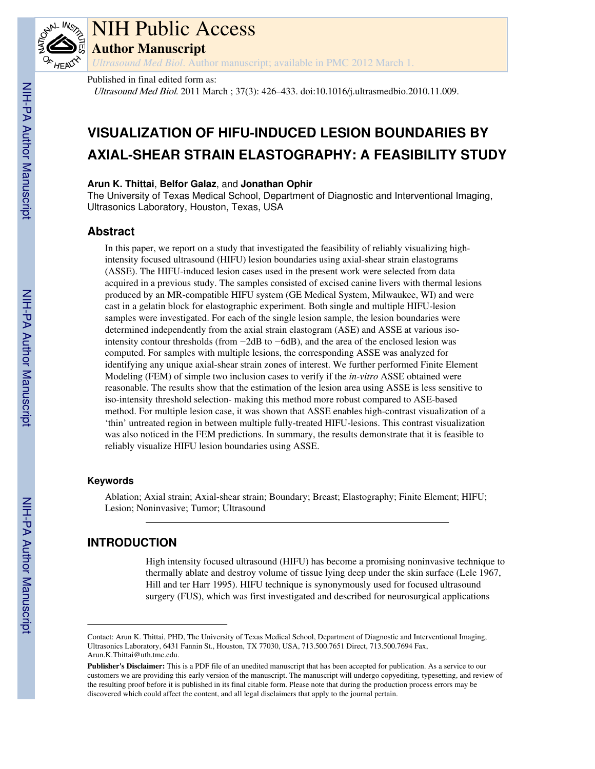# VISUALIZATION OF HIFU-INDUCED LESION BOUNDARIES BY AXIAL-SHEAR STRAIN ELASTOGRAPHY: A FEASIBILITY STUDY

**Arun K. Thittai**, **Belfor Galaz**, and **Jonathan Ophir**

The University of Texas Medical School, Department of Diagnostic and Interventional Imaging, Ultrasonics Laboratory, Houston, Texas, USA

## Abstract

In this paper, we report on a study that investigated the feasibility of reliably visualizing high-intensity focused ultrasound (HIFU) lesion boundaries using axial-shear strain elastograms (ASSE). The HIFU-induced lesion cases used in the present work were selected from data acquired in a previous study. The samples consisted of excised canine livers with thermal lesions produced by an MR-compatible HIFU system (GE Medical System, Milwaukee, WI) and were cast in a gelatin block for elastographic experiment. Both single and multiple HIFU-lesion samples were investigated. For each of the single lesion sample, the lesion boundaries were determined independently from the axial strain elastogram (ASE) and ASSE at various iso-intensity contour thresholds (from −2dB to −6dB), and the area of the enclosed lesion was computed. For samples with multiple lesions, the corresponding ASSE was analyzed for identifying any unique axial-shear strain zones of interest. We further performed Finite Element Modeling (FEM) of simple two inclusion cases to verify if the *in-vitro* ASSE obtained were reasonable. The results show that the estimation of the lesion area using ASSE is less sensitive to iso-intensity threshold selection- making this method more robust compared to ASE-based method. For multiple lesion case, it was shown that ASSE enables high-contrast visualization of a 'thin' untreated region in between multiple fully-treated HIFU-lesions. This contrast visualization was also noticed in the FEM predictions. In summary, the results demonstrate that it is feasible to reliably visualize HIFU lesion boundaries using ASSE.

### Keywords

Ablation; Axial strain; Axial-shear strain; Boundary; Breast; Elastography; Finite Element; HIFU; Lesion; Noninvasive; Tumor; Ultrasound

## INTRODUCTION

High intensity focused ultrasound (HIFU) has become a promising noninvasive technique to thermally ablate and destroy volume of tissue lying deep under the skin surface (Lele 1967, Hill and ter Harr 1995). HIFU technique is synonymously used for focused ultrasound surgery (FUS), which was first investigated and described for neurosurgical applications

---

Contact: Arun K. Thittai, PHD, The University of Texas Medical School, Department of Diagnostic and Interventional Imaging, Ultrasonics Laboratory, 6431 Fannin St., Houston, TX 77030, USA, 713.500.7651 Direct, 713.500.7694 Fax, Arun.K.Thittai@uth.tmc.edu.

**Publisher's Disclaimer:** This is a PDF file of an unedited manuscript that has been accepted for publication. As a service to our customers we are providing this early version of the manuscript. The manuscript will undergo copyediting, typesetting, and review of the resulting proof before it is published in its final citable form. Please note that during the production process errors may be discovered which could affect the content, and all legal disclaimers that apply to the journal pertain.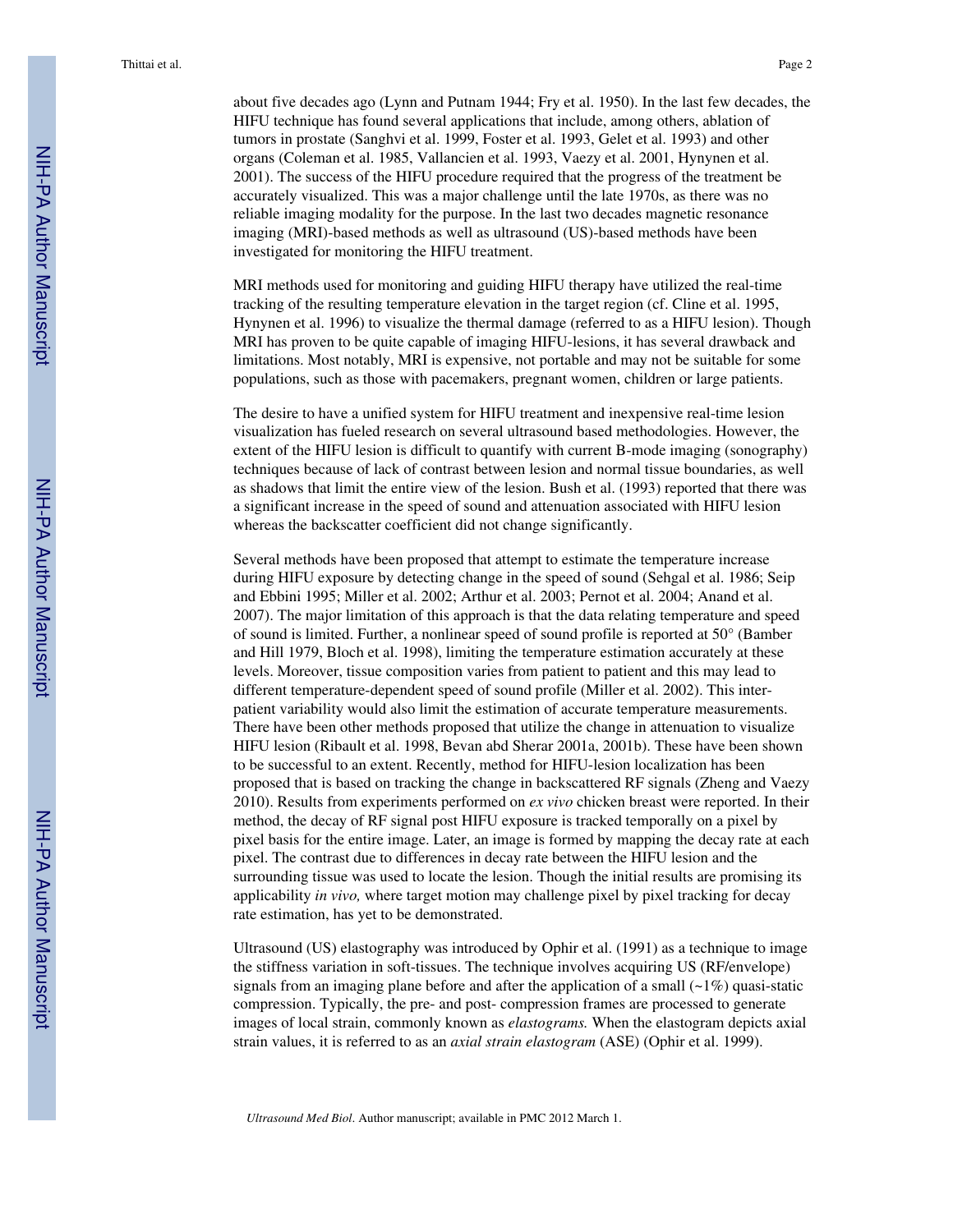about five decades ago (Lynn and Putnam 1944; Fry et al. 1950). In the last few decades, the HIFU technique has found several applications that include, among others, ablation of tumors in prostate (Sanghvi et al. 1999, Foster et al. 1993, Gelet et al. 1993) and other organs (Coleman et al. 1985, Vallancien et al. 1993, Vaezy et al. 2001, Hynynen et al. 2001). The success of the HIFU procedure required that the progress of the treatment be accurately visualized. This was a major challenge until the late 1970s, as there was no reliable imaging modality for the purpose. In the last two decades magnetic resonance imaging (MRI)-based methods as well as ultrasound (US)-based methods have been investigated for monitoring the HIFU treatment.

MRI methods used for monitoring and guiding HIFU therapy have utilized the real-time tracking of the resulting temperature elevation in the target region (cf. Cline et al. 1995, Hynynen et al. 1996) to visualize the thermal damage (referred to as a HIFU lesion). Though MRI has proven to be quite capable of imaging HIFU-lesions, it has several drawback and limitations. Most notably, MRI is expensive, not portable and may not be suitable for some populations, such as those with pacemakers, pregnant women, children or large patients.

The desire to have a unified system for HIFU treatment and inexpensive real-time lesion visualization has fueled research on several ultrasound based methodologies. However, the extent of the HIFU lesion is difficult to quantify with current B-mode imaging (sonography) techniques because of lack of contrast between lesion and normal tissue boundaries, as well as shadows that limit the entire view of the lesion. Bush et al. (1993) reported that there was a significant increase in the speed of sound and attenuation associated with HIFU lesion whereas the backscatter coefficient did not change significantly.

Several methods have been proposed that attempt to estimate the temperature increase during HIFU exposure by detecting change in the speed of sound (Sehgal et al. 1986; Seip and Ebbini 1995; Miller et al. 2002; Arthur et al. 2003; Pernot et al. 2004; Anand et al. 2007). The major limitation of this approach is that the data relating temperature and speed of sound is limited. Further, a nonlinear speed of sound profile is reported at 50° (Bamber and Hill 1979, Bloch et al. 1998), limiting the temperature estimation accurately at these levels. Moreover, tissue composition varies from patient to patient and this may lead to different temperature-dependent speed of sound profile (Miller et al. 2002). This inter-patient variability would also limit the estimation of accurate temperature measurements. There have been other methods proposed that utilize the change in attenuation to visualize HIFU lesion (Ribault et al. 1998, Bevan abd Sherar 2001a, 2001b). These have been shown to be successful to an extent. Recently, method for HIFU-lesion localization has been proposed that is based on tracking the change in backscattered RF signals (Zheng and Vaezy 2010). Results from experiments performed on *ex vivo* chicken breast were reported. In their method, the decay of RF signal post HIFU exposure is tracked temporally on a pixel by pixel basis for the entire image. Later, an image is formed by mapping the decay rate at each pixel. The contrast due to differences in decay rate between the HIFU lesion and the surrounding tissue was used to locate the lesion. Though the initial results are promising its applicability *in vivo,* where target motion may challenge pixel by pixel tracking for decay rate estimation, has yet to be demonstrated.

Ultrasound (US) elastography was introduced by Ophir et al. (1991) as a technique to image the stiffness variation in soft-tissues. The technique involves acquiring US (RF/envelope) signals from an imaging plane before and after the application of a small (~1%) quasi-static compression. Typically, the pre- and post- compression frames are processed to generate images of local strain, commonly known as *elastograms.* When the elastogram depicts axial strain values, it is referred to as an *axial strain elastogram* (ASE) (Ophir et al. 1999).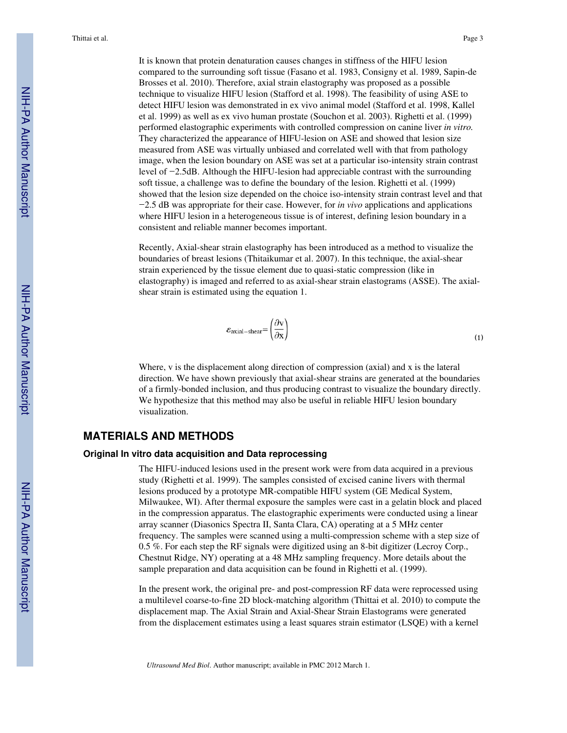It is known that protein denaturation causes changes in stiffness of the HIFU lesion compared to the surrounding soft tissue (Fasano et al. 1983, Consigny et al. 1989, Sapin-de Brosses et al. 2010). Therefore, axial strain elastography was proposed as a possible technique to visualize HIFU lesion (Stafford et al. 1998). The feasibility of using ASE to detect HIFU lesion was demonstrated in ex vivo animal model (Stafford et al. 1998, Kallel et al. 1999) as well as ex vivo human prostate (Souchon et al. 2003). Righetti et al. (1999) performed elastographic experiments with controlled compression on canine liver *in vitro.* They characterized the appearance of HIFU-lesion on ASE and showed that lesion size measured from ASE was virtually unbiased and correlated well with that from pathology image, when the lesion boundary on ASE was set at a particular iso-intensity strain contrast level of −2.5dB. Although the HIFU-lesion had appreciable contrast with the surrounding soft tissue, a challenge was to define the boundary of the lesion. Righetti et al. (1999) showed that the lesion size depended on the choice iso-intensity strain contrast level and that −2.5 dB was appropriate for their case. However, for *in vivo* applications and applications where HIFU lesion in a heterogeneous tissue is of interest, defining lesion boundary in a consistent and reliable manner becomes important.

Recently, Axial-shear strain elastography has been introduced as a method to visualize the boundaries of breast lesions (Thitaikumar et al. 2007). In this technique, the axial-shear strain experienced by the tissue element due to quasi-static compression (like in elastography) is imaged and referred to as axial-shear strain elastograms (ASSE). The axial-shear strain is estimated using the equation 1.

$$\varepsilon_{\text{axial-shear}} = \left(\frac{\partial \text{v}}{\partial \text{x}}\right) \tag{1}$$

Where, v is the displacement along direction of compression (axial) and x is the lateral direction. We have shown previously that axial-shear strains are generated at the boundaries of a firmly-bonded inclusion, and thus producing contrast to visualize the boundary directly. We hypothesize that this method may also be useful in reliable HIFU lesion boundary visualization.

## MATERIALS AND METHODS

### Original In vitro data acquisition and Data reprocessing

The HIFU-induced lesions used in the present work were from data acquired in a previous study (Righetti et al. 1999). The samples consisted of excised canine livers with thermal lesions produced by a prototype MR-compatible HIFU system (GE Medical System, Milwaukee, WI). After thermal exposure the samples were cast in a gelatin block and placed in the compression apparatus. The elastographic experiments were conducted using a linear array scanner (Diasonics Spectra II, Santa Clara, CA) operating at a 5 MHz center frequency. The samples were scanned using a multi-compression scheme with a step size of 0.5 %. For each step the RF signals were digitized using an 8-bit digitizer (Lecroy Corp., Chestnut Ridge, NY) operating at a 48 MHz sampling frequency. More details about the sample preparation and data acquisition can be found in Righetti et al. (1999).

In the present work, the original pre- and post-compression RF data were reprocessed using a multilevel coarse-to-fine 2D block-matching algorithm (Thittai et al. 2010) to compute the displacement map. The Axial Strain and Axial-Shear Strain Elastograms were generated from the displacement estimates using a least squares strain estimator (LSQE) with a kernel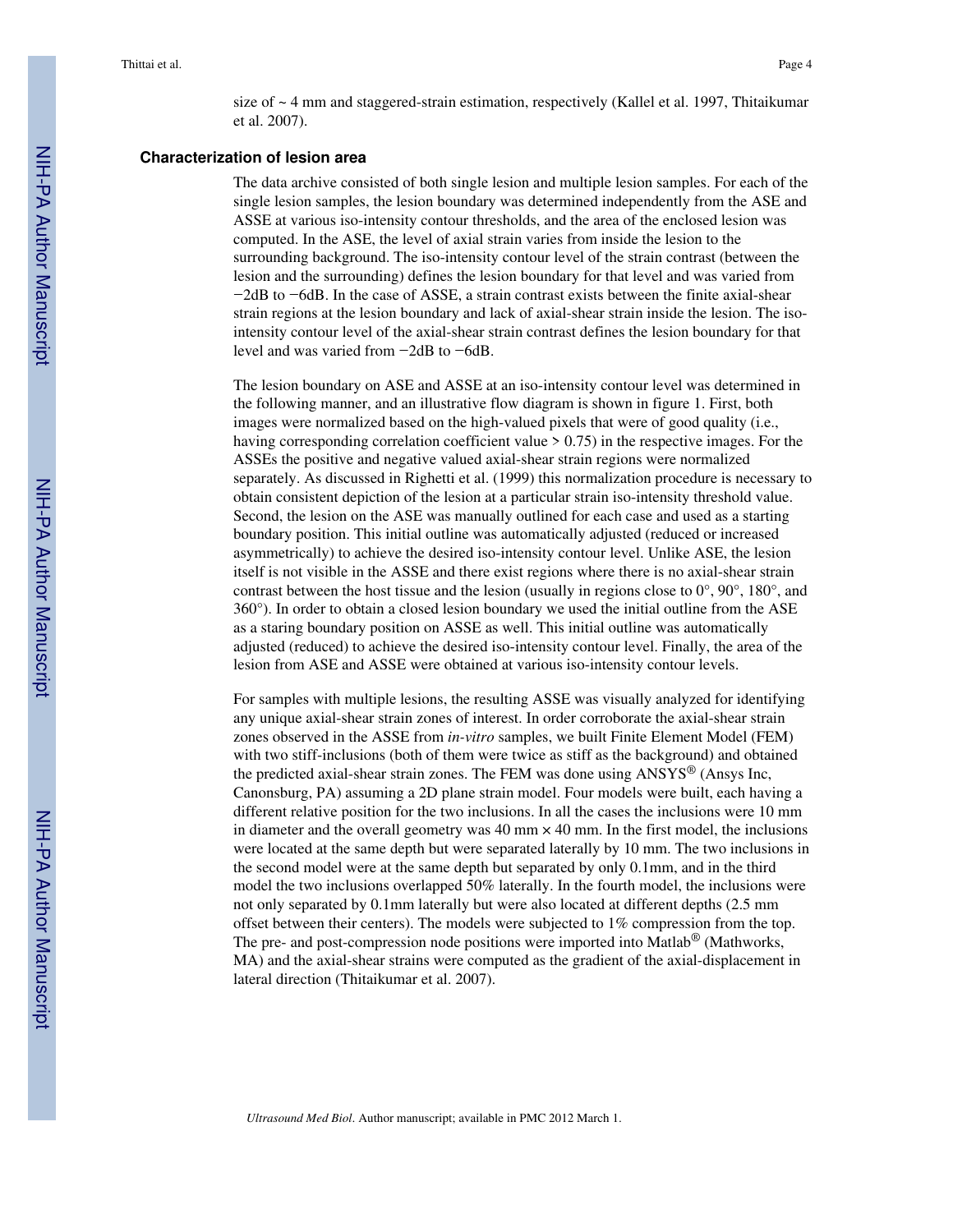size of ~ 4 mm and staggered-strain estimation, respectively (Kallel et al. 1997, Thitaikumar et al. 2007).

### Characterization of lesion area

The data archive consisted of both single lesion and multiple lesion samples. For each of the single lesion samples, the lesion boundary was determined independently from the ASE and ASSE at various iso-intensity contour thresholds, and the area of the enclosed lesion was computed. In the ASE, the level of axial strain varies from inside the lesion to the surrounding background. The iso-intensity contour level of the strain contrast (between the lesion and the surrounding) defines the lesion boundary for that level and was varied from −2dB to −6dB. In the case of ASSE, a strain contrast exists between the finite axial-shear strain regions at the lesion boundary and lack of axial-shear strain inside the lesion. The iso-intensity contour level of the axial-shear strain contrast defines the lesion boundary for that level and was varied from −2dB to −6dB.

The lesion boundary on ASE and ASSE at an iso-intensity contour level was determined in the following manner, and an illustrative flow diagram is shown in figure 1. First, both images were normalized based on the high-valued pixels that were of good quality (i.e., having corresponding correlation coefficient value > 0.75) in the respective images. For the ASSEs the positive and negative valued axial-shear strain regions were normalized separately. As discussed in Righetti et al. (1999) this normalization procedure is necessary to obtain consistent depiction of the lesion at a particular strain iso-intensity threshold value. Second, the lesion on the ASE was manually outlined for each case and used as a starting boundary position. This initial outline was automatically adjusted (reduced or increased asymmetrically) to achieve the desired iso-intensity contour level. Unlike ASE, the lesion itself is not visible in the ASSE and there exist regions where there is no axial-shear strain contrast between the host tissue and the lesion (usually in regions close to 0°, 90°, 180°, and 360°). In order to obtain a closed lesion boundary we used the initial outline from the ASE as a staring boundary position on ASSE as well. This initial outline was automatically adjusted (reduced) to achieve the desired iso-intensity contour level. Finally, the area of the lesion from ASE and ASSE were obtained at various iso-intensity contour levels.

For samples with multiple lesions, the resulting ASSE was visually analyzed for identifying any unique axial-shear strain zones of interest. In order corroborate the axial-shear strain zones observed in the ASSE from *in-vitro* samples, we built Finite Element Model (FEM) with two stiff-inclusions (both of them were twice as stiff as the background) and obtained the predicted axial-shear strain zones. The FEM was done using ANSYS® (Ansys Inc, Canonsburg, PA) assuming a 2D plane strain model. Four models were built, each having a different relative position for the two inclusions. In all the cases the inclusions were 10 mm in diameter and the overall geometry was 40 mm × 40 mm. In the first model, the inclusions were located at the same depth but were separated laterally by 10 mm. The two inclusions in the second model were at the same depth but separated by only 0.1mm, and in the third model the two inclusions overlapped 50% laterally. In the fourth model, the inclusions were not only separated by 0.1mm laterally but were also located at different depths (2.5 mm offset between their centers). The models were subjected to 1% compression from the top. The pre- and post-compression node positions were imported into Matlab® (Mathworks, MA) and the axial-shear strains were computed as the gradient of the axial-displacement in lateral direction (Thitaikumar et al. 2007).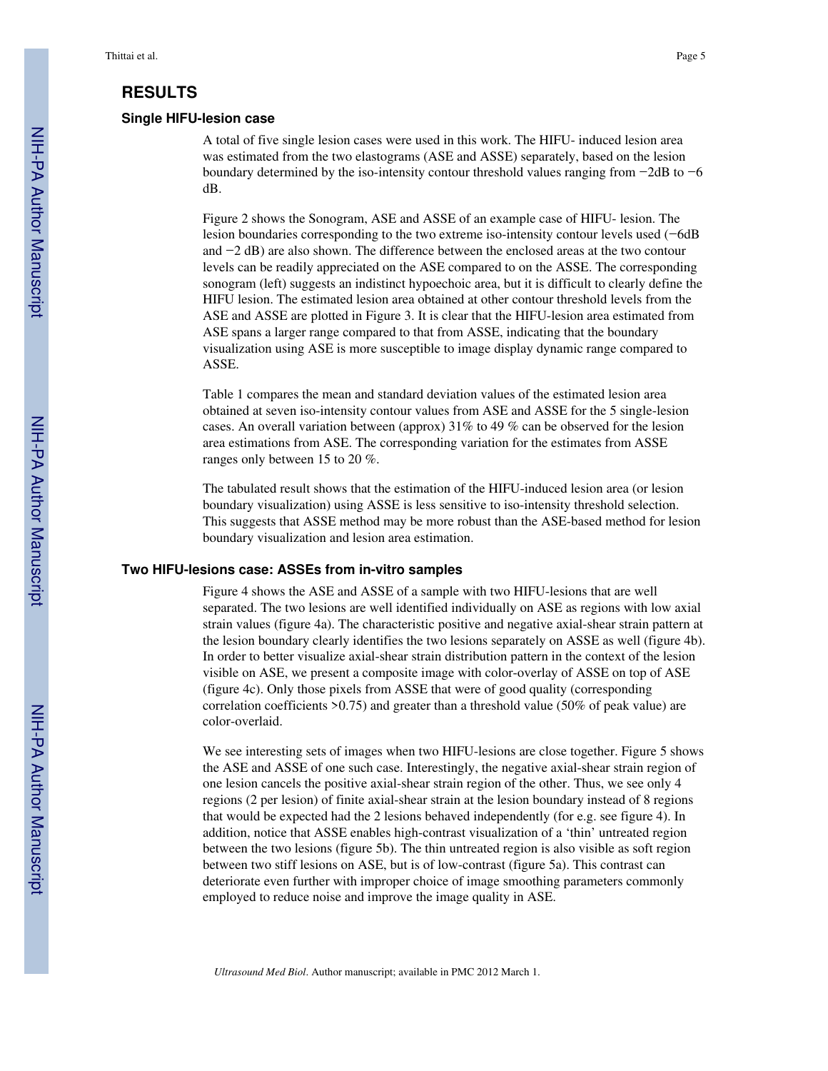## RESULTS

### Single HIFU-lesion case

A total of five single lesion cases were used in this work. The HIFU- induced lesion area was estimated from the two elastograms (ASE and ASSE) separately, based on the lesion boundary determined by the iso-intensity contour threshold values ranging from −2dB to −6 dB.

Figure 2 shows the Sonogram, ASE and ASSE of an example case of HIFU- lesion. The lesion boundaries corresponding to the two extreme iso-intensity contour levels used (−6dB and −2 dB) are also shown. The difference between the enclosed areas at the two contour levels can be readily appreciated on the ASE compared to on the ASSE. The corresponding sonogram (left) suggests an indistinct hypoechoic area, but it is difficult to clearly define the HIFU lesion. The estimated lesion area obtained at other contour threshold levels from the ASE and ASSE are plotted in Figure 3. It is clear that the HIFU-lesion area estimated from ASE spans a larger range compared to that from ASSE, indicating that the boundary visualization using ASE is more susceptible to image display dynamic range compared to ASSE.

Table 1 compares the mean and standard deviation values of the estimated lesion area obtained at seven iso-intensity contour values from ASE and ASSE for the 5 single-lesion cases. An overall variation between (approx) 31% to 49 % can be observed for the lesion area estimations from ASE. The corresponding variation for the estimates from ASSE ranges only between 15 to 20 %.

The tabulated result shows that the estimation of the HIFU-induced lesion area (or lesion boundary visualization) using ASSE is less sensitive to iso-intensity threshold selection. This suggests that ASSE method may be more robust than the ASE-based method for lesion boundary visualization and lesion area estimation.

### Two HIFU-lesions case: ASSEs from in-vitro samples

Figure 4 shows the ASE and ASSE of a sample with two HIFU-lesions that are well separated. The two lesions are well identified individually on ASE as regions with low axial strain values (figure 4a). The characteristic positive and negative axial-shear strain pattern at the lesion boundary clearly identifies the two lesions separately on ASSE as well (figure 4b). In order to better visualize axial-shear strain distribution pattern in the context of the lesion visible on ASE, we present a composite image with color-overlay of ASSE on top of ASE (figure 4c). Only those pixels from ASSE that were of good quality (corresponding correlation coefficients >0.75) and greater than a threshold value (50% of peak value) are color-overlaid.

We see interesting sets of images when two HIFU-lesions are close together. Figure 5 shows the ASE and ASSE of one such case. Interestingly, the negative axial-shear strain region of one lesion cancels the positive axial-shear strain region of the other. Thus, we see only 4 regions (2 per lesion) of finite axial-shear strain at the lesion boundary instead of 8 regions that would be expected had the 2 lesions behaved independently (for e.g. see figure 4). In addition, notice that ASSE enables high-contrast visualization of a 'thin' untreated region between the two lesions (figure 5b). The thin untreated region is also visible as soft region between two stiff lesions on ASE, but is of low-contrast (figure 5a). This contrast can deteriorate even further with improper choice of image smoothing parameters commonly employed to reduce noise and improve the image quality in ASE.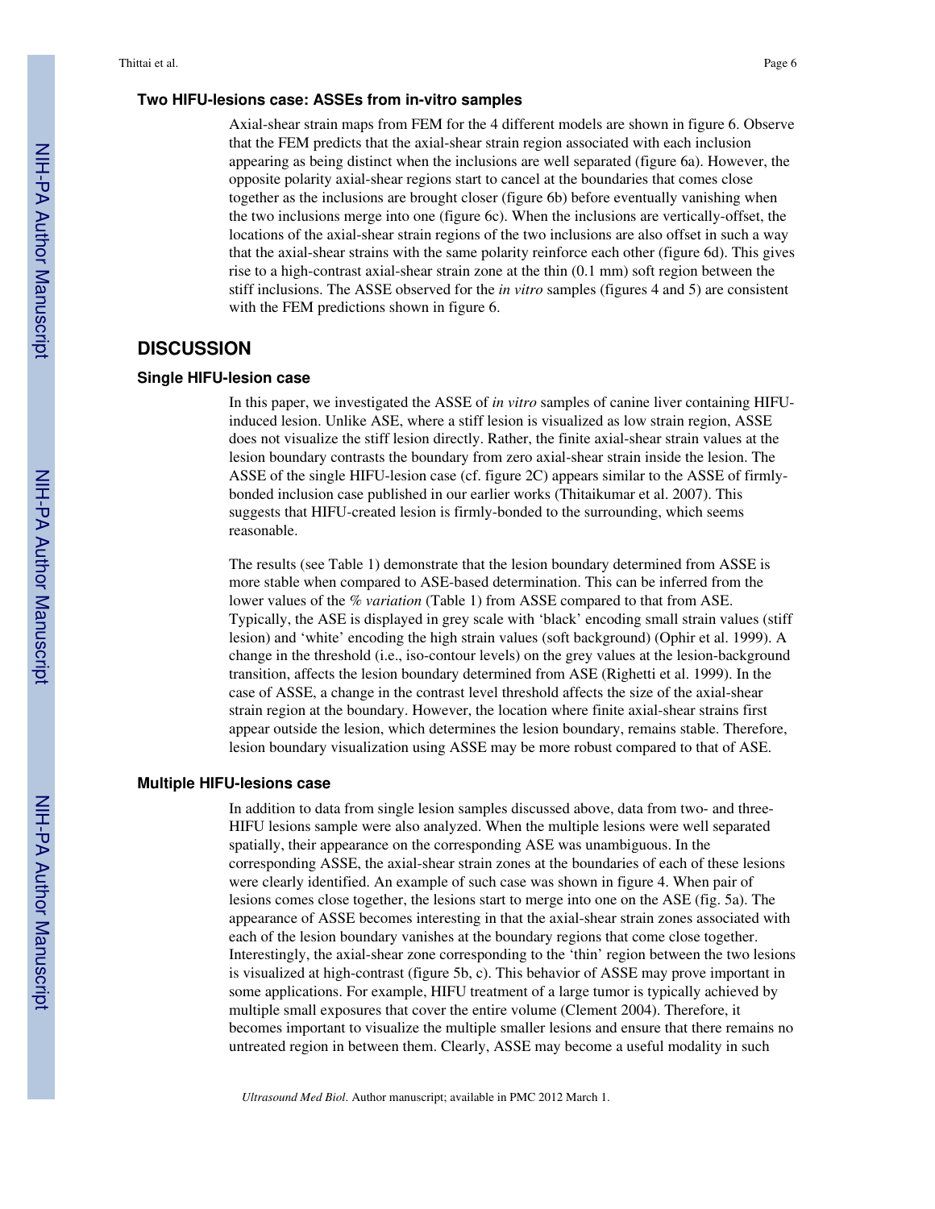### Two HIFU-lesions case: ASSEs from in-vitro samples

Axial-shear strain maps from FEM for the 4 different models are shown in figure 6. Observe that the FEM predicts that the axial-shear strain region associated with each inclusion appearing as being distinct when the inclusions are well separated (figure 6a). However, the opposite polarity axial-shear regions start to cancel at the boundaries that comes close together as the inclusions are brought closer (figure 6b) before eventually vanishing when the two inclusions merge into one (figure 6c). When the inclusions are vertically-offset, the locations of the axial-shear strain regions of the two inclusions are also offset in such a way that the axial-shear strains with the same polarity reinforce each other (figure 6d). This gives rise to a high-contrast axial-shear strain zone at the thin (0.1 mm) soft region between the stiff inclusions. The ASSE observed for the *in vitro* samples (figures 4 and 5) are consistent with the FEM predictions shown in figure 6.

## DISCUSSION

### Single HIFU-lesion case

In this paper, we investigated the ASSE of *in vitro* samples of canine liver containing HIFU-induced lesion. Unlike ASE, where a stiff lesion is visualized as low strain region, ASSE does not visualize the stiff lesion directly. Rather, the finite axial-shear strain values at the lesion boundary contrasts the boundary from zero axial-shear strain inside the lesion. The ASSE of the single HIFU-lesion case (cf. figure 2C) appears similar to the ASSE of firmly-bonded inclusion case published in our earlier works (Thitaikumar et al. 2007). This suggests that HIFU-created lesion is firmly-bonded to the surrounding, which seems reasonable.

The results (see Table 1) demonstrate that the lesion boundary determined from ASSE is more stable when compared to ASE-based determination. This can be inferred from the lower values of the *% variation* (Table 1) from ASSE compared to that from ASE. Typically, the ASE is displayed in grey scale with 'black' encoding small strain values (stiff lesion) and 'white' encoding the high strain values (soft background) (Ophir et al. 1999). A change in the threshold (i.e., iso-contour levels) on the grey values at the lesion-background transition, affects the lesion boundary determined from ASE (Righetti et al. 1999). In the case of ASSE, a change in the contrast level threshold affects the size of the axial-shear strain region at the boundary. However, the location where finite axial-shear strains first appear outside the lesion, which determines the lesion boundary, remains stable. Therefore, lesion boundary visualization using ASSE may be more robust compared to that of ASE.

### Multiple HIFU-lesions case

In addition to data from single lesion samples discussed above, data from two- and three-HIFU lesions sample were also analyzed. When the multiple lesions were well separated spatially, their appearance on the corresponding ASE was unambiguous. In the corresponding ASSE, the axial-shear strain zones at the boundaries of each of these lesions were clearly identified. An example of such case was shown in figure 4. When pair of lesions comes close together, the lesions start to merge into one on the ASE (fig. 5a). The appearance of ASSE becomes interesting in that the axial-shear strain zones associated with each of the lesion boundary vanishes at the boundary regions that come close together. Interestingly, the axial-shear zone corresponding to the 'thin' region between the two lesions is visualized at high-contrast (figure 5b, c). This behavior of ASSE may prove important in some applications. For example, HIFU treatment of a large tumor is typically achieved by multiple small exposures that cover the entire volume (Clement 2004). Therefore, it becomes important to visualize the multiple smaller lesions and ensure that there remains no untreated region in between them. Clearly, ASSE may become a useful modality in such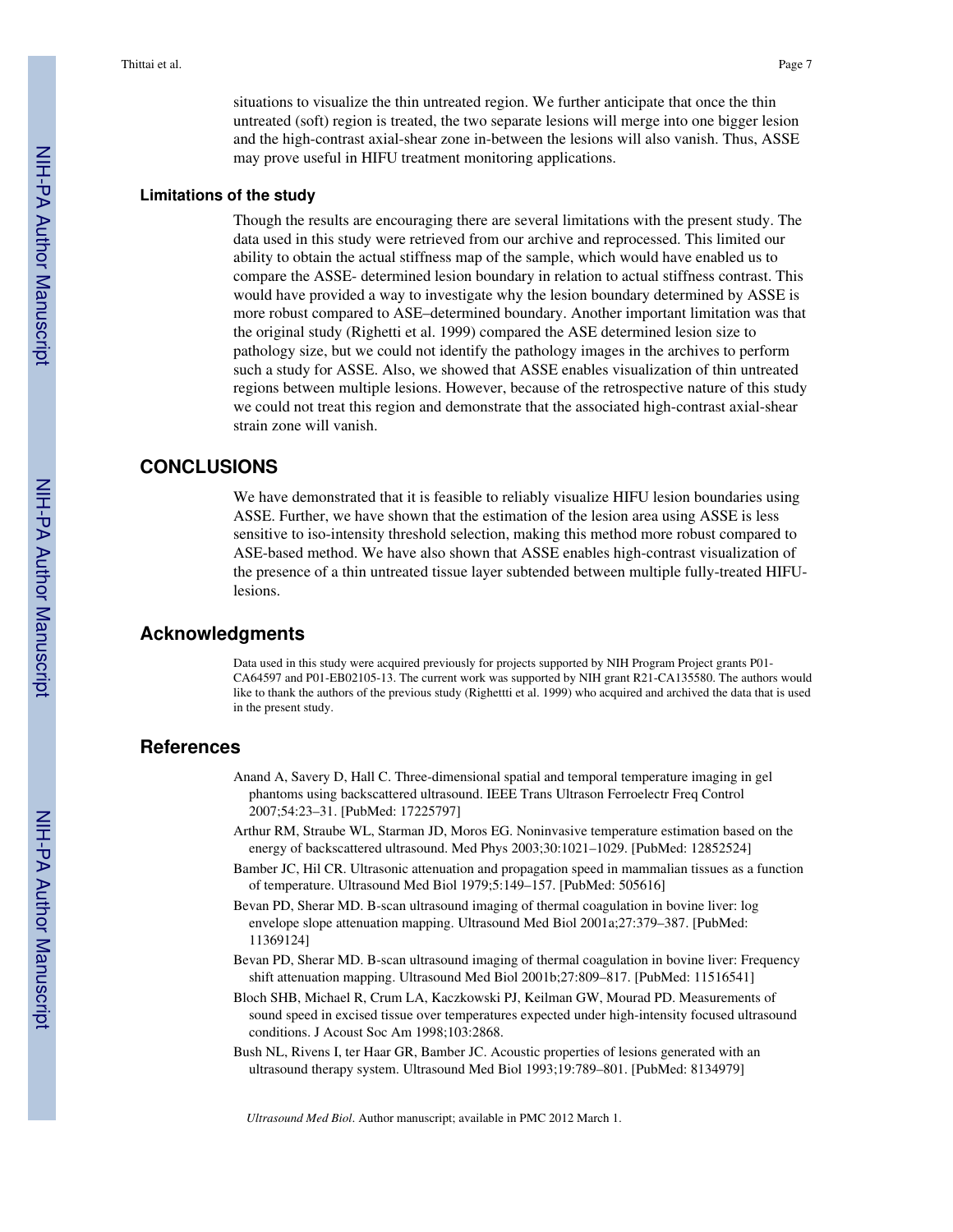situations to visualize the thin untreated region. We further anticipate that once the thin untreated (soft) region is treated, the two separate lesions will merge into one bigger lesion and the high-contrast axial-shear zone in-between the lesions will also vanish. Thus, ASSE may prove useful in HIFU treatment monitoring applications.

### Limitations of the study

Though the results are encouraging there are several limitations with the present study. The data used in this study were retrieved from our archive and reprocessed. This limited our ability to obtain the actual stiffness map of the sample, which would have enabled us to compare the ASSE- determined lesion boundary in relation to actual stiffness contrast. This would have provided a way to investigate why the lesion boundary determined by ASSE is more robust compared to ASE–determined boundary. Another important limitation was that the original study (Righetti et al. 1999) compared the ASE determined lesion size to pathology size, but we could not identify the pathology images in the archives to perform such a study for ASSE. Also, we showed that ASSE enables visualization of thin untreated regions between multiple lesions. However, because of the retrospective nature of this study we could not treat this region and demonstrate that the associated high-contrast axial-shear strain zone will vanish.

## CONCLUSIONS

We have demonstrated that it is feasible to reliably visualize HIFU lesion boundaries using ASSE. Further, we have shown that the estimation of the lesion area using ASSE is less sensitive to iso-intensity threshold selection, making this method more robust compared to ASE-based method. We have also shown that ASSE enables high-contrast visualization of the presence of a thin untreated tissue layer subtended between multiple fully-treated HIFU-lesions.

## Acknowledgments

Data used in this study were acquired previously for projects supported by NIH Program Project grants P01-CA64597 and P01-EB02105-13. The current work was supported by NIH grant R21-CA135580. The authors would like to thank the authors of the previous study (Righetti et al. 1999) who acquired and archived the data that is used in the present study.

## References

Anand A, Savery D, Hall C. Three-dimensional spatial and temporal temperature imaging in gel phantoms using backscattered ultrasound. IEEE Trans Ultrason Ferroelectr Freq Control 2007;54:23–31. [PubMed: 17225797]

Arthur RM, Straube WL, Starman JD, Moros EG. Noninvasive temperature estimation based on the energy of backscattered ultrasound. Med Phys 2003;30:1021–1029. [PubMed: 12852524]

Bamber JC, Hil CR. Ultrasonic attenuation and propagation speed in mammalian tissues as a function of temperature. Ultrasound Med Biol 1979;5:149–157. [PubMed: 505616]

Bevan PD, Sherar MD. B-scan ultrasound imaging of thermal coagulation in bovine liver: log envelope slope attenuation mapping. Ultrasound Med Biol 2001a;27:379–387. [PubMed: 11369124]

Bevan PD, Sherar MD. B-scan ultrasound imaging of thermal coagulation in bovine liver: Frequency shift attenuation mapping. Ultrasound Med Biol 2001b;27:809–817. [PubMed: 11516541]

Bloch SHB, Michael R, Crum LA, Kaczkowski PJ, Keilman GW, Mourad PD. Measurements of sound speed in excised tissue over temperatures expected under high-intensity focused ultrasound conditions. J Acoust Soc Am 1998;103:2868.

Bush NL, Rivens I, ter Haar GR, Bamber JC. Acoustic properties of lesions generated with an ultrasound therapy system. Ultrasound Med Biol 1993;19:789–801. [PubMed: 8134979]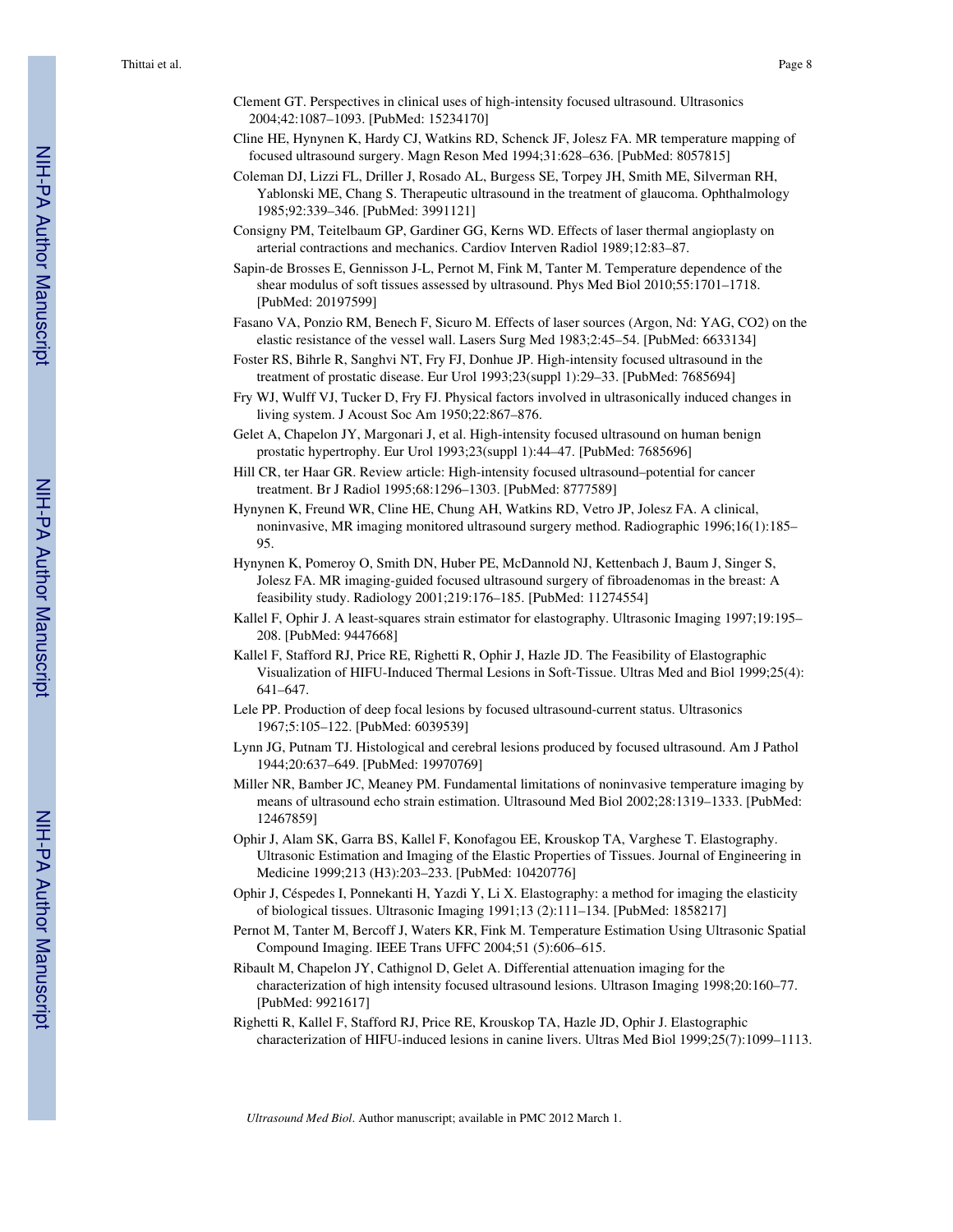Clement GT. Perspectives in clinical uses of high-intensity focused ultrasound. Ultrasonics 2004;42:1087–1093. [PubMed: 15234170]

Cline HE, Hynynen K, Hardy CJ, Watkins RD, Schenck JF, Jolesz FA. MR temperature mapping of focused ultrasound surgery. Magn Reson Med 1994;31:628–636. [PubMed: 8057815]

Coleman DJ, Lizzi FL, Driller J, Rosado AL, Burgess SE, Torpey JH, Smith ME, Silverman RH, Yablonski ME, Chang S. Therapeutic ultrasound in the treatment of glaucoma. Ophthalmology 1985;92:339–346. [PubMed: 3991121]

Consigny PM, Teitelbaum GP, Gardiner GG, Kerns WD. Effects of laser thermal angioplasty on arterial contractions and mechanics. Cardiov Interven Radiol 1989;12:83–87.

Sapin-de Brosses E, Gennisson J-L, Pernot M, Fink M, Tanter M. Temperature dependence of the shear modulus of soft tissues assessed by ultrasound. Phys Med Biol 2010;55:1701–1718. [PubMed: 20197599]

Fasano VA, Ponzio RM, Benech F, Sicuro M. Effects of laser sources (Argon, Nd: YAG, CO2) on the elastic resistance of the vessel wall. Lasers Surg Med 1983;2:45–54. [PubMed: 6633134]

Foster RS, Bihrle R, Sanghvi NT, Fry FJ, Donhue JP. High-intensity focused ultrasound in the treatment of prostatic disease. Eur Urol 1993;23(suppl 1):29–33. [PubMed: 7685694]

Fry WJ, Wulff VJ, Tucker D, Fry FJ. Physical factors involved in ultrasonically induced changes in living system. J Acoust Soc Am 1950;22:867–876.

Gelet A, Chapelon JY, Margonari J, et al. High-intensity focused ultrasound on human benign prostatic hypertrophy. Eur Urol 1993;23(suppl 1):44–47. [PubMed: 7685696]

Hill CR, ter Haar GR. Review article: High-intensity focused ultrasound–potential for cancer treatment. Br J Radiol 1995;68:1296–1303. [PubMed: 8777589]

Hynynen K, Freund WR, Cline HE, Chung AH, Watkins RD, Vetro JP, Jolesz FA. A clinical, noninvasive, MR imaging monitored ultrasound surgery method. Radiographic 1996;16(1):185–95.

Hynynen K, Pomeroy O, Smith DN, Huber PE, McDannold NJ, Kettenbach J, Baum J, Singer S, Jolesz FA. MR imaging-guided focused ultrasound surgery of fibroadenomas in the breast: A feasibility study. Radiology 2001;219:176–185. [PubMed: 11274554]

Kallel F, Ophir J. A least-squares strain estimator for elastography. Ultrasonic Imaging 1997;19:195–208. [PubMed: 9447668]

Kallel F, Stafford RJ, Price RE, Righetti R, Ophir J, Hazle JD. The Feasibility of Elastographic Visualization of HIFU-Induced Thermal Lesions in Soft-Tissue. Ultras Med and Biol 1999;25(4):641–647.

Lele PP. Production of deep focal lesions by focused ultrasound-current status. Ultrasonics 1967;5:105–122. [PubMed: 6039539]

Lynn JG, Putnam TJ. Histological and cerebral lesions produced by focused ultrasound. Am J Pathol 1944;20:637–649. [PubMed: 19970769]

Miller NR, Bamber JC, Meaney PM. Fundamental limitations of noninvasive temperature imaging by means of ultrasound echo strain estimation. Ultrasound Med Biol 2002;28:1319–1333. [PubMed: 12467859]

Ophir J, Alam SK, Garra BS, Kallel F, Konofagou EE, Krouskop TA, Varghese T. Elastography. Ultrasonic Estimation and Imaging of the Elastic Properties of Tissues. Journal of Engineering in Medicine 1999;213 (H3):203–233. [PubMed: 10420776]

Ophir J, Céspedes I, Ponnekanti H, Yazdi Y, Li X. Elastography: a method for imaging the elasticity of biological tissues. Ultrasonic Imaging 1991;13 (2):111–134. [PubMed: 1858217]

Pernot M, Tanter M, Bercoff J, Waters KR, Fink M. Temperature Estimation Using Ultrasonic Spatial Compound Imaging. IEEE Trans UFFC 2004;51 (5):606–615.

Ribault M, Chapelon JY, Cathignol D, Gelet A. Differential attenuation imaging for the characterization of high intensity focused ultrasound lesions. Ultrason Imaging 1998;20:160–77. [PubMed: 9921617]

Righetti R, Kallel F, Stafford RJ, Price RE, Krouskop TA, Hazle JD, Ophir J. Elastographic characterization of HIFU-induced lesions in canine livers. Ultras Med Biol 1999;25(7):1099–1113.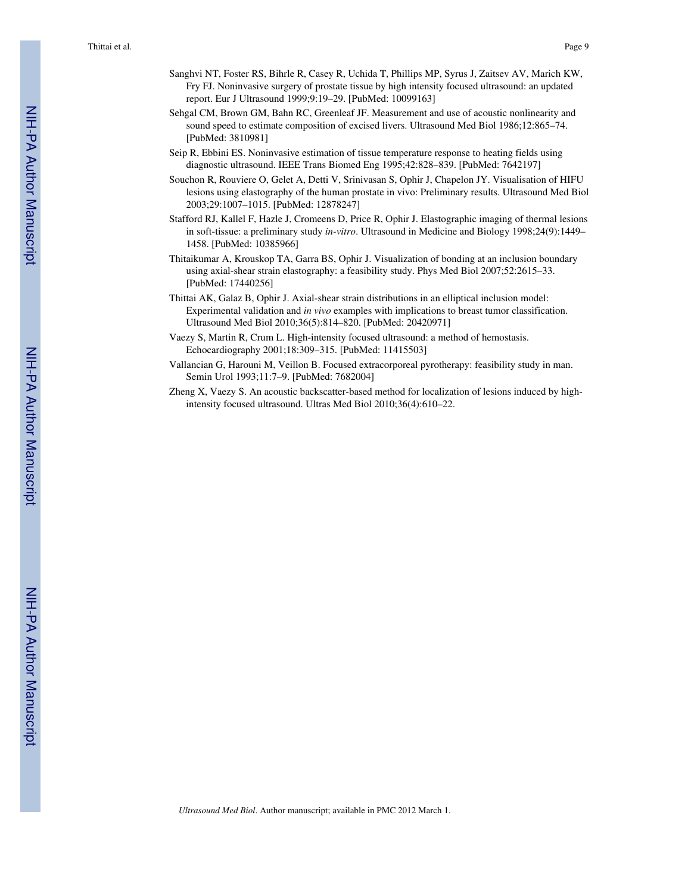Sanghvi NT, Foster RS, Bihrle R, Casey R, Uchida T, Phillips MP, Syrus J, Zaitsev AV, Marich KW, Fry FJ. Noninvasive surgery of prostate tissue by high intensity focused ultrasound: an updated report. Eur J Ultrasound 1999;9:19–29. [PubMed: 10099163]

Sehgal CM, Brown GM, Bahn RC, Greenleaf JF. Measurement and use of acoustic nonlinearity and sound speed to estimate composition of excised livers. Ultrasound Med Biol 1986;12:865–74. [PubMed: 3810981]

Seip R, Ebbini ES. Noninvasive estimation of tissue temperature response to heating fields using diagnostic ultrasound. IEEE Trans Biomed Eng 1995;42:828–839. [PubMed: 7642197]

Souchon R, Rouviere O, Gelet A, Detti V, Srinivasan S, Ophir J, Chapelon JY. Visualisation of HIFU lesions using elastography of the human prostate in vivo: Preliminary results. Ultrasound Med Biol 2003;29:1007–1015. [PubMed: 12878247]

Stafford RJ, Kallel F, Hazle J, Cromeens D, Price R, Ophir J. Elastographic imaging of thermal lesions in soft-tissue: a preliminary study *in-vitro*. Ultrasound in Medicine and Biology 1998;24(9):1449–1458. [PubMed: 10385966]

Thitaikumar A, Krouskop TA, Garra BS, Ophir J. Visualization of bonding at an inclusion boundary using axial-shear strain elastography: a feasibility study. Phys Med Biol 2007;52:2615–33. [PubMed: 17440256]

Thittai AK, Galaz B, Ophir J. Axial-shear strain distributions in an elliptical inclusion model: Experimental validation and *in vivo* examples with implications to breast tumor classification. Ultrasound Med Biol 2010;36(5):814–820. [PubMed: 20420971]

Vaezy S, Martin R, Crum L. High-intensity focused ultrasound: a method of hemostasis. Echocardiography 2001;18:309–315. [PubMed: 11415503]

Vallancian G, Harouni M, Veillon B. Focused extracorporeal pyrotherapy: feasibility study in man. Semin Urol 1993;11:7–9. [PubMed: 7682004]

Zheng X, Vaezy S. An acoustic backscatter-based method for localization of lesions induced by high-intensity focused ultrasound. Ultras Med Biol 2010;36(4):610–22.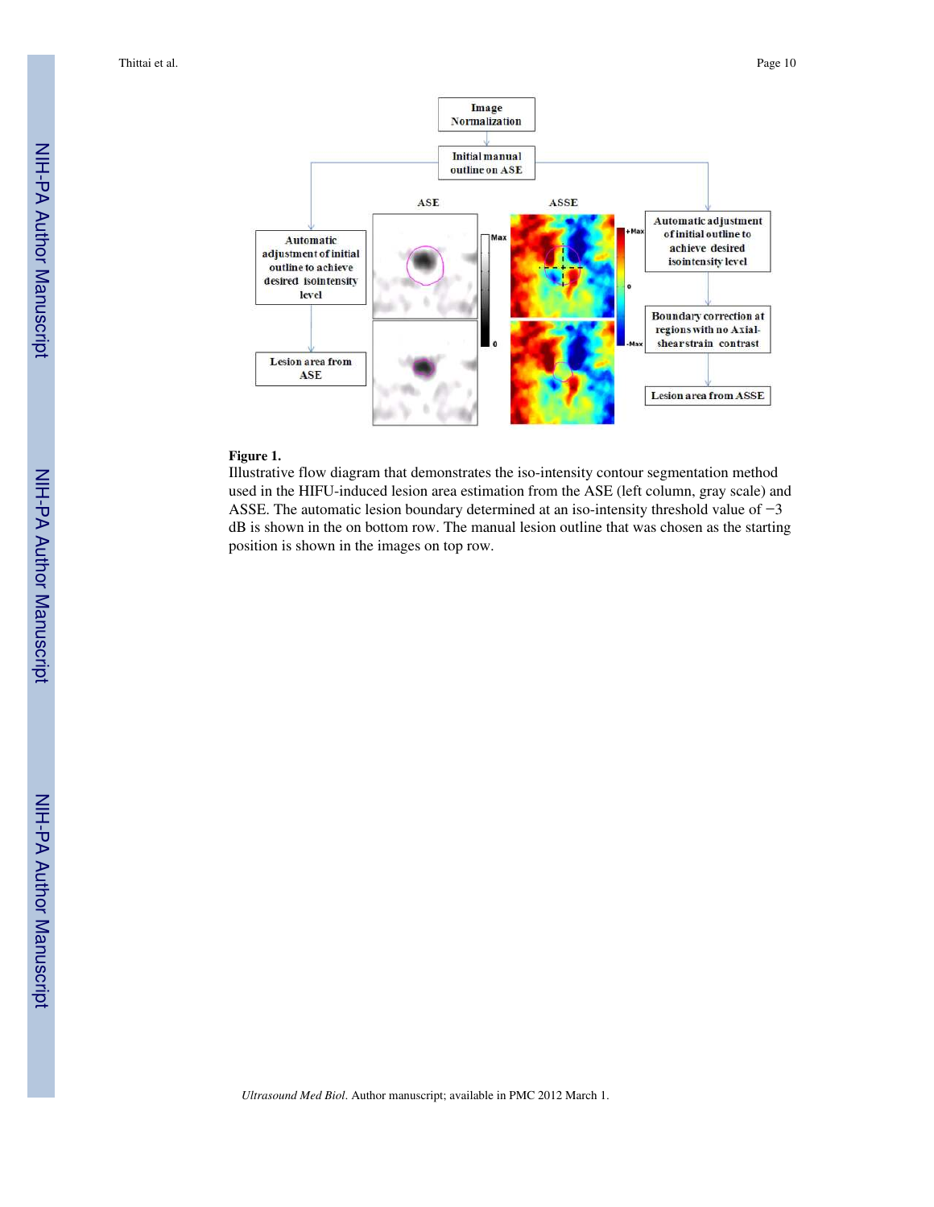**Figure 1.**

Illustrative flow diagram that demonstrates the iso-intensity contour segmentation method used in the HIFU-induced lesion area estimation from the ASE (left column, gray scale) and ASSE. The automatic lesion boundary determined at an iso-intensity threshold value of −3 dB is shown in the on bottom row. The manual lesion outline that was chosen as the starting position is shown in the images on top row.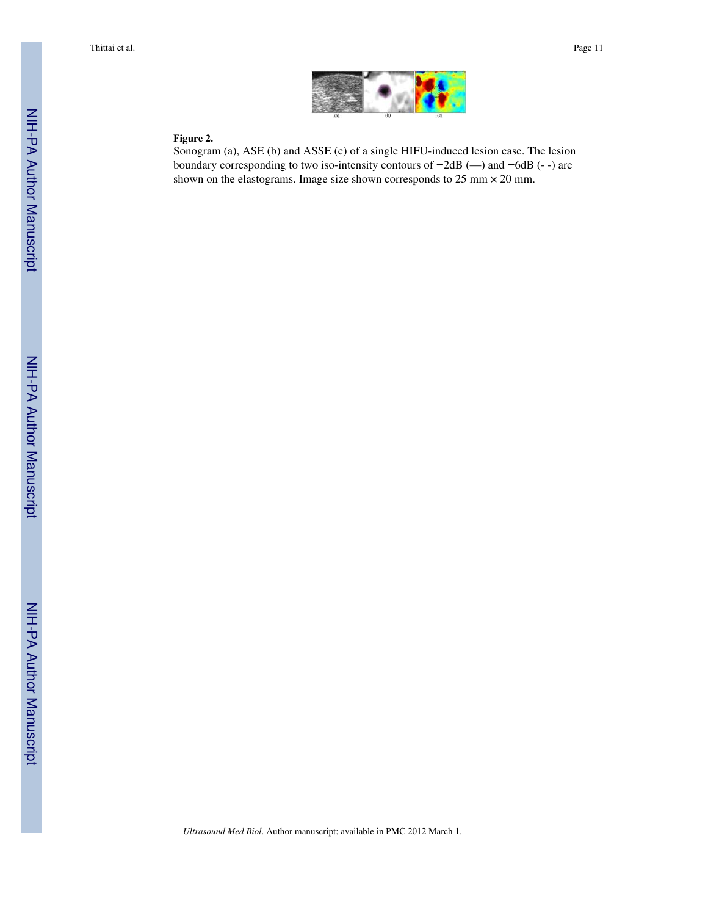**Figure 2.**

Sonogram (a), ASE (b) and ASSE (c) of a single HIFU-induced lesion case. The lesion boundary corresponding to two iso-intensity contours of −2dB (—) and −6dB (- -) are shown on the elastograms. Image size shown corresponds to 25 mm × 20 mm.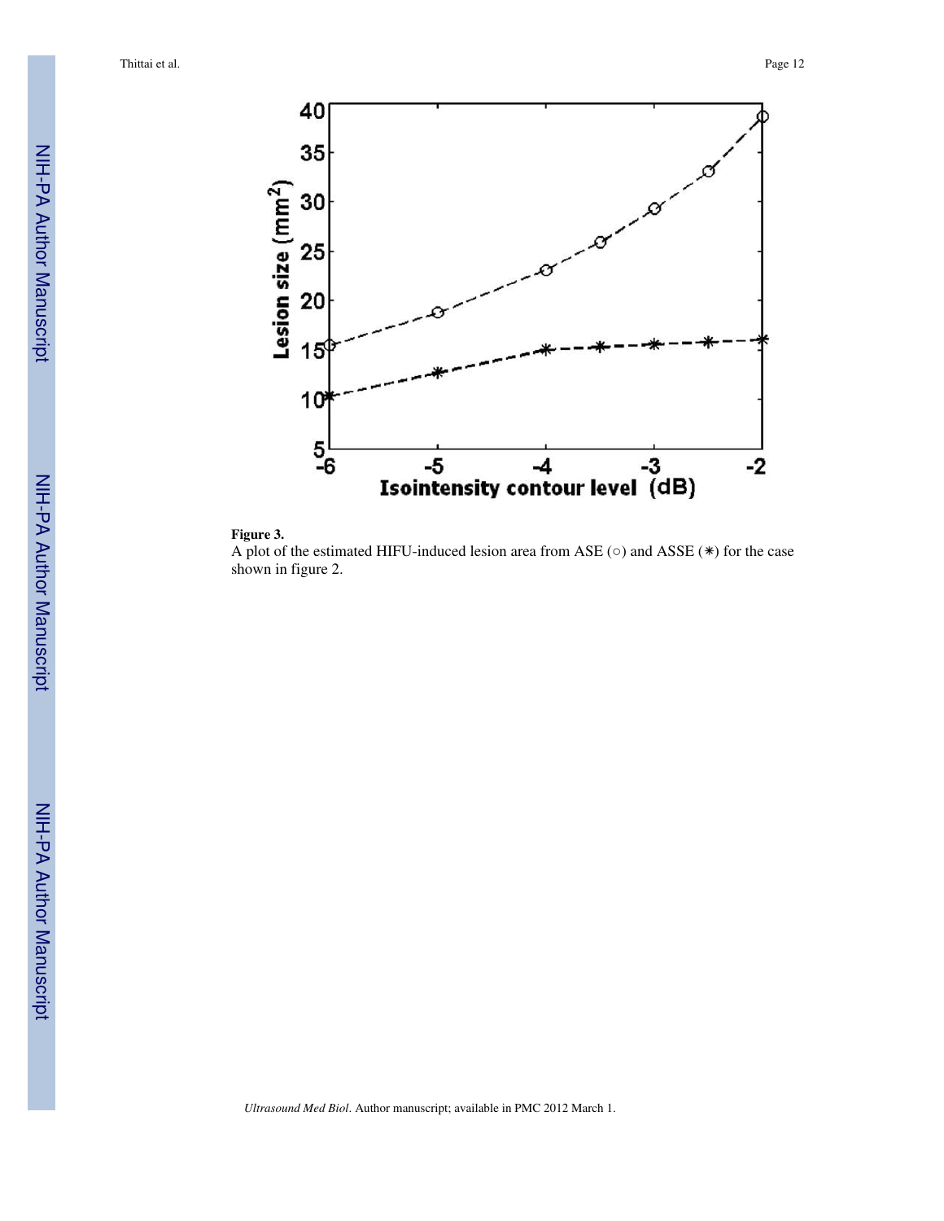**Figure 3.**

A plot of the estimated HIFU-induced lesion area from ASE (○) and ASSE (✳) for the case shown in figure 2.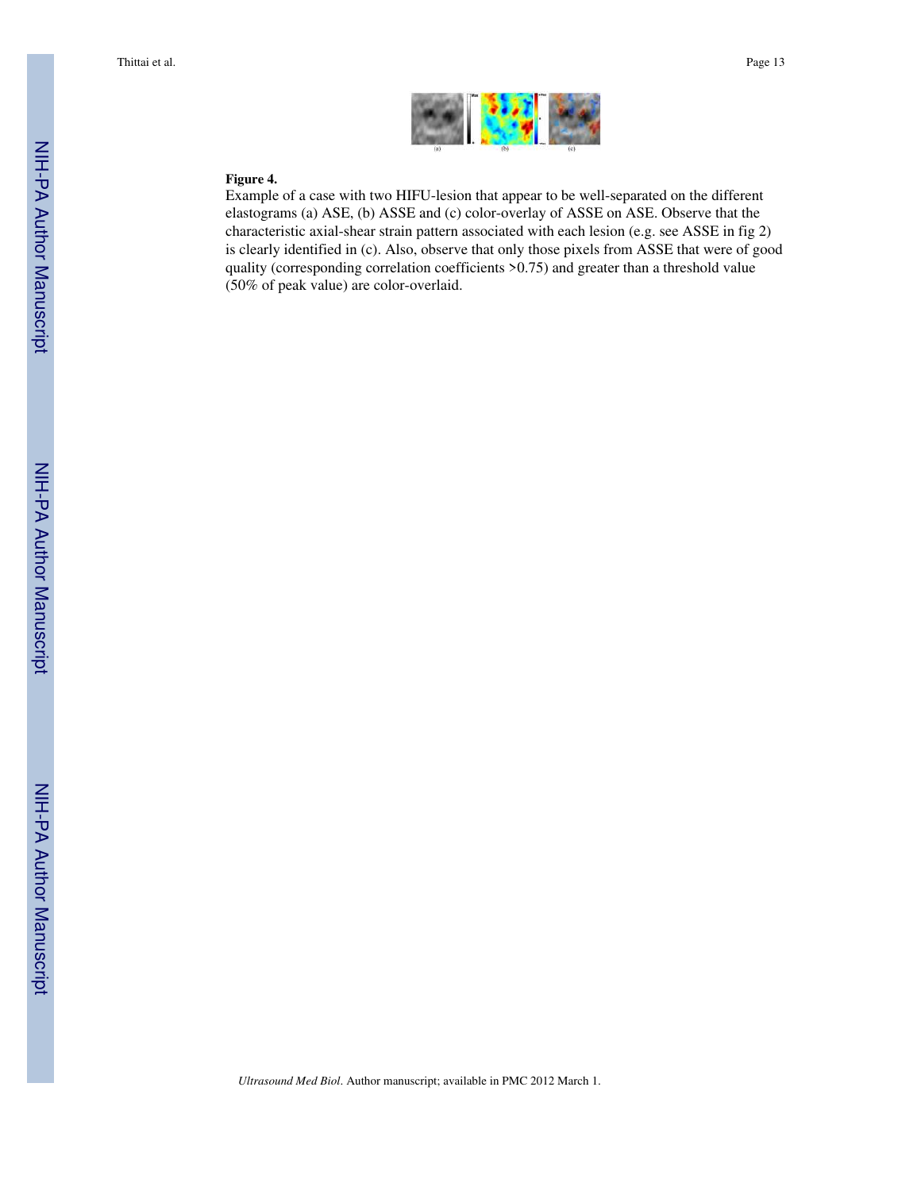**Figure 4.**

Example of a case with two HIFU-lesion that appear to be well-separated on the different elastograms (a) ASE, (b) ASSE and (c) color-overlay of ASSE on ASE. Observe that the characteristic axial-shear strain pattern associated with each lesion (e.g. see ASSE in fig 2) is clearly identified in (c). Also, observe that only those pixels from ASSE that were of good quality (corresponding correlation coefficients >0.75) and greater than a threshold value (50% of peak value) are color-overlaid.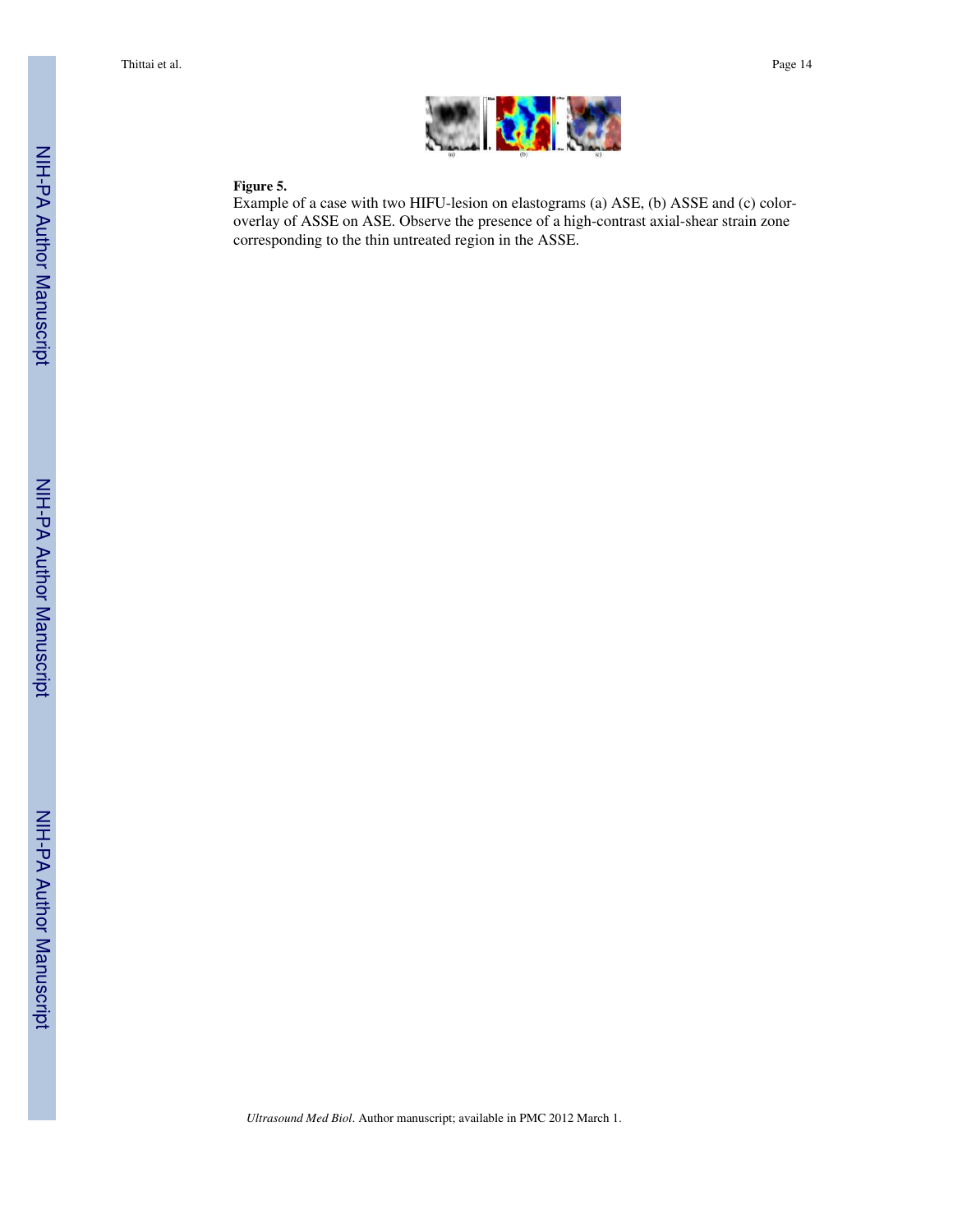**Figure 5.**

Example of a case with two HIFU-lesion on elastograms (a) ASE, (b) ASSE and (c) color-overlay of ASSE on ASE. Observe the presence of a high-contrast axial-shear strain zone corresponding to the thin untreated region in the ASSE.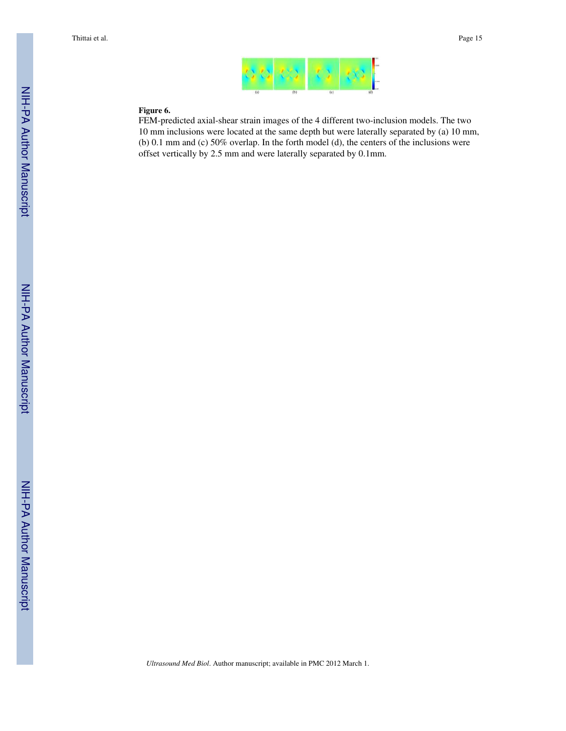**Figure 6.**

FEM-predicted axial-shear strain images of the 4 different two-inclusion models. The two 10 mm inclusions were located at the same depth but were laterally separated by (a) 10 mm, (b) 0.1 mm and (c) 50% overlap. In the forth model (d), the centers of the inclusions were offset vertically by 2.5 mm and were laterally separated by 0.1mm.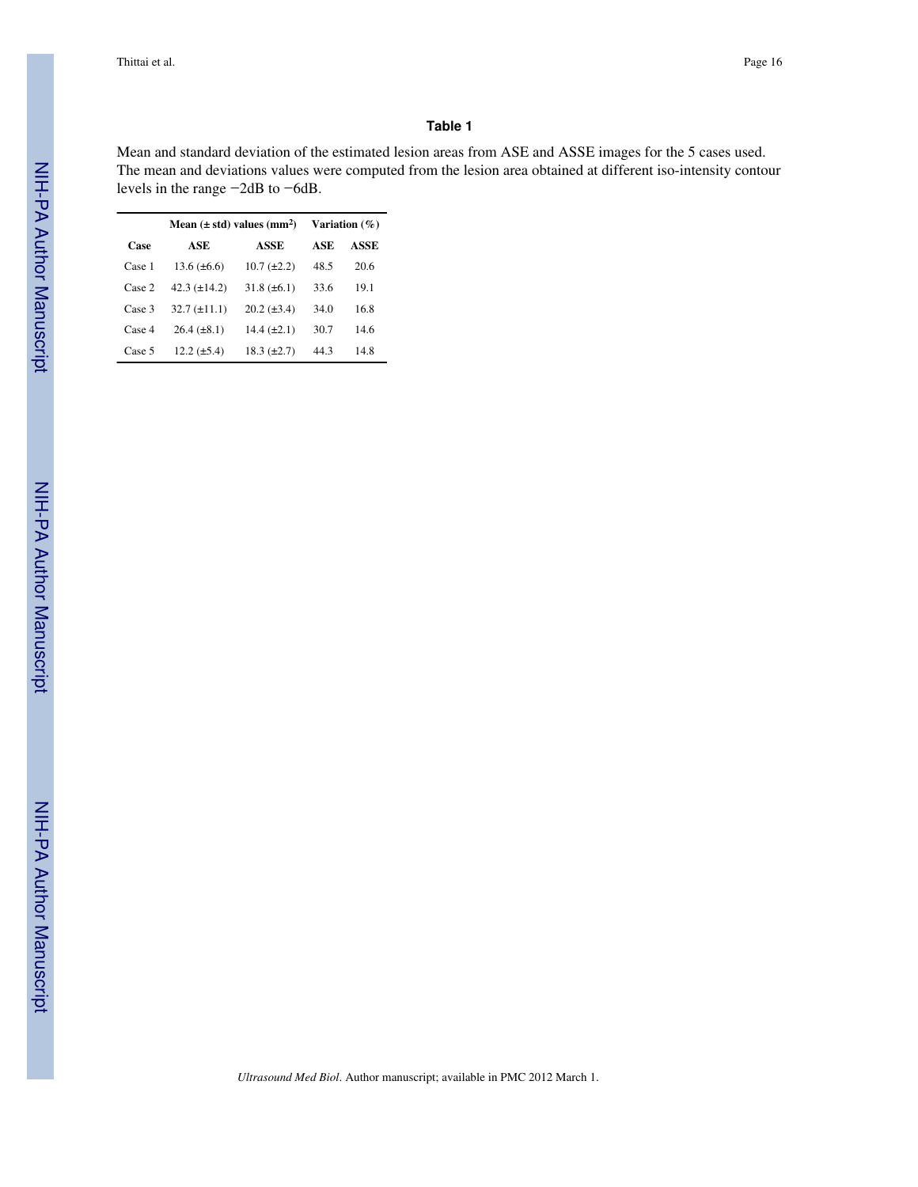**Table 1**

Mean and standard deviation of the estimated lesion areas from ASE and ASSE images for the 5 cases used. The mean and deviations values were computed from the lesion area obtained at different iso-intensity contour levels in the range −2dB to −6dB.

| | Mean (± std) values ($mm^2$) | | Variation (%) | |
|---|---|---|---|---|
| **Case** | **ASE** | **ASSE** | **ASE** | **ASSE** |
| Case 1 | 13.6 (±6.6) | 10.7 (±2.2) | 48.5 | 20.6 |
| Case 2 | 42.3 (±14.2) | 31.8 (±6.1) | 33.6 | 19.1 |
| Case 3 | 32.7 (±11.1) | 20.2 (±3.4) | 34.0 | 16.8 |
| Case 4 | 26.4 (±8.1) | 14.4 (±2.1) | 30.7 | 14.6 |
| Case 5 | 12.2 (±5.4) | 18.3 (±2.7) | 44.3 | 14.8 |